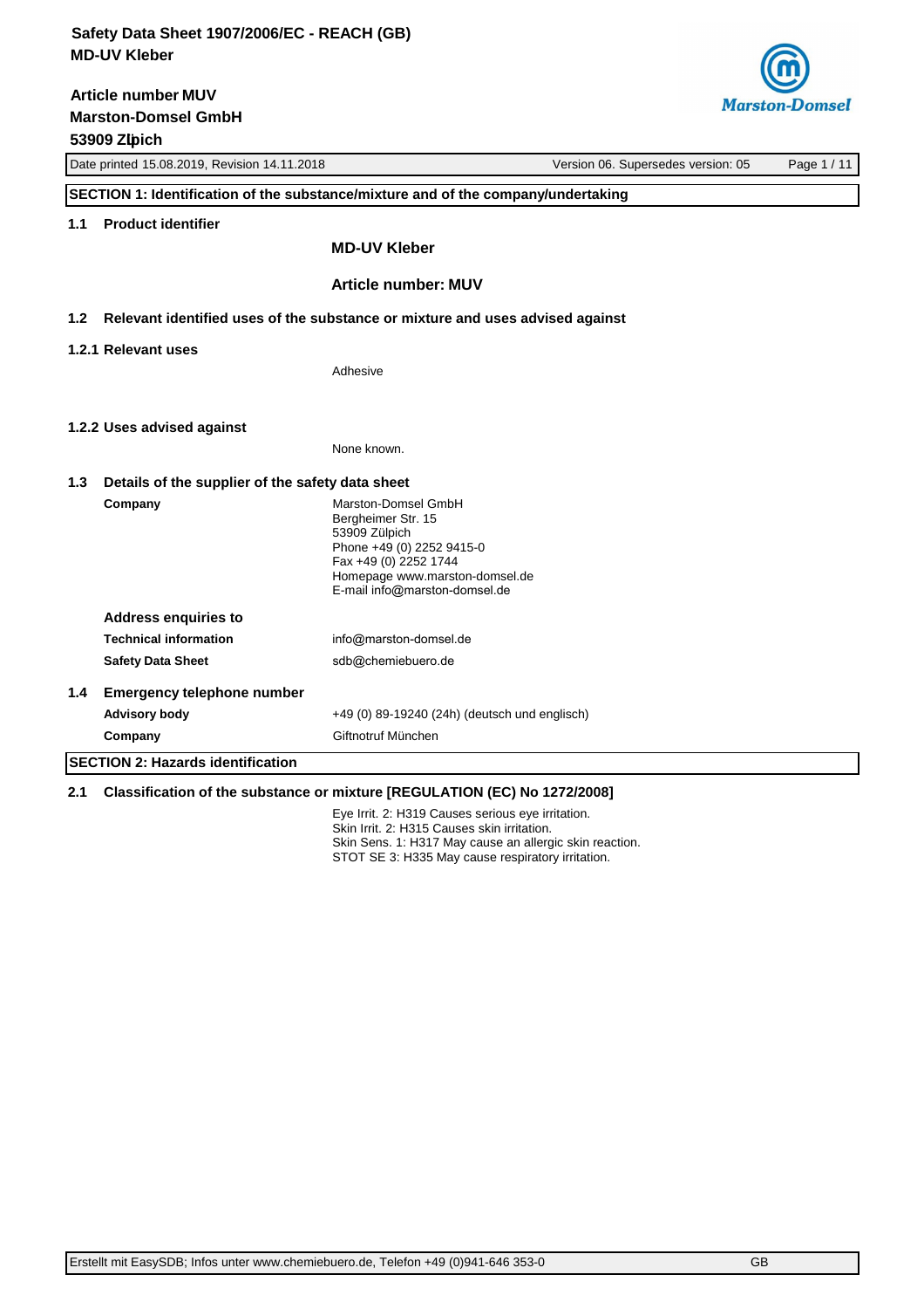## SECTION 1: Identification of the substance/mixture and of the company/undertaking

### 1.1 Product identifier

**MD-UV Kleber**

**Article number: MUV**

### 1.2 Relevant identified uses of the substance or mixture and uses advised against

#### 1.2.1 Relevant uses

Adhesive

#### 1.2.2 Uses advised against

None known.

### 1.3 Details of the supplier of the safety data sheet

**Company**

Marston-Domsel GmbH
Bergheimer Str. 15
53909 Zülpich
Phone +49 (0) 2252 9415-0
Fax +49 (0) 2252 1744
Homepage www.marston-domsel.de
E-mail info@marston-domsel.de

**Address enquiries to**

| | |
|---|---|
| **Technical information** | info@marston-domsel.de |
| **Safety Data Sheet** | sdb@chemiebuero.de |

### 1.4 Emergency telephone number

| | |
|---|---|
| **Advisory body** | +49 (0) 89-19240 (24h) (deutsch und englisch) |
| **Company** | Giftnotruf München |

## SECTION 2: Hazards identification

### 2.1 Classification of the substance or mixture [REGULATION (EC) No 1272/2008]

Eye Irrit. 2: H319 Causes serious eye irritation.
Skin Irrit. 2: H315 Causes skin irritation.
Skin Sens. 1: H317 May cause an allergic skin reaction.
STOT SE 3: H335 May cause respiratory irritation.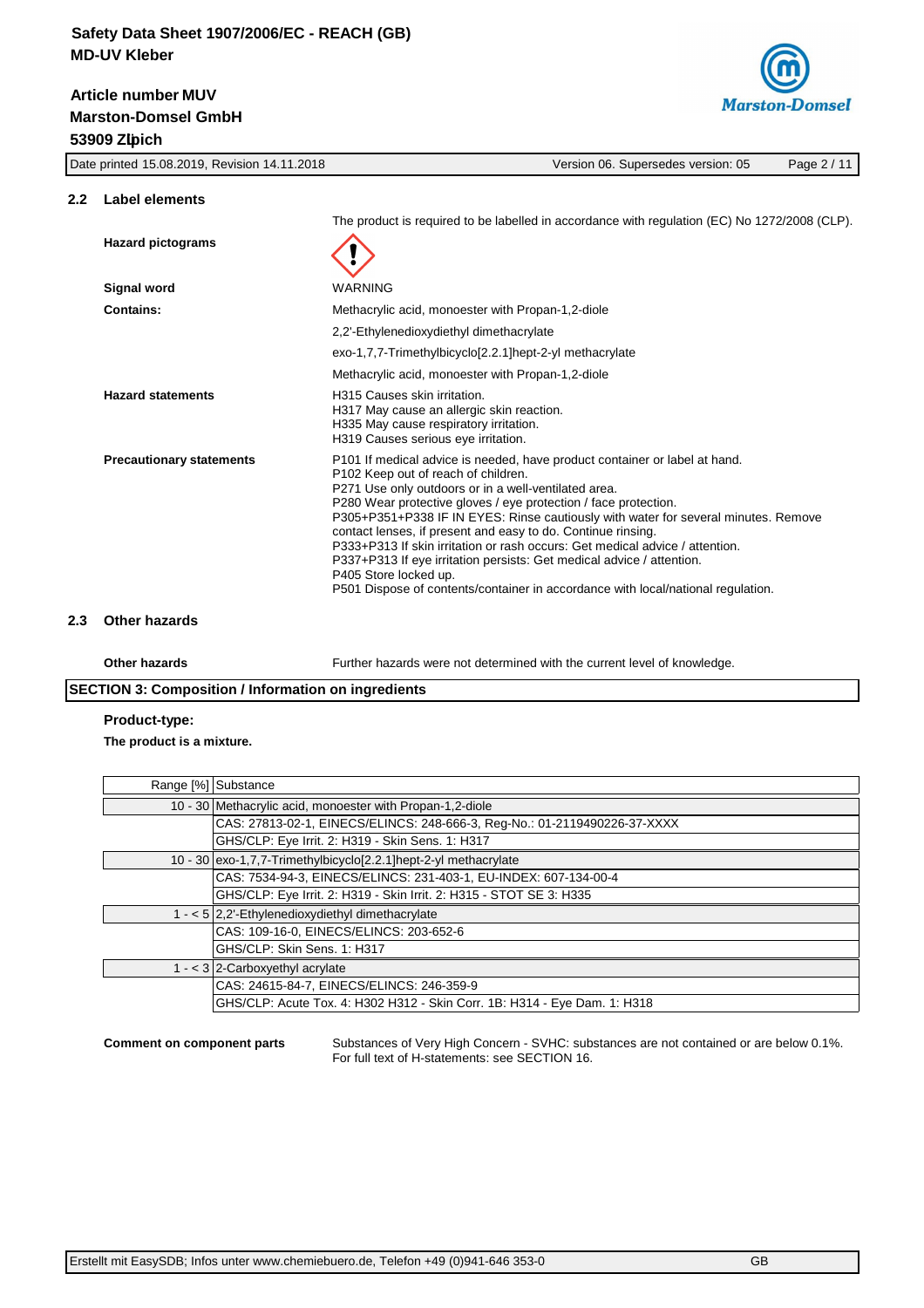## 2.2 Label elements

The product is required to be labelled in accordance with regulation (EC) No 1272/2008 (CLP).

**Hazard pictograms**

**Signal word**

WARNING

**Contains:**

Methacrylic acid, monoester with Propan-1,2-diole

2,2'-Ethylenedioxydiethyl dimethacrylate

exo-1,7,7-Trimethylbicyclo[2.2.1]hept-2-yl methacrylate

Methacrylic acid, monoester with Propan-1,2-diole

**Hazard statements**

H315 Causes skin irritation.
H317 May cause an allergic skin reaction.
H335 May cause respiratory irritation.
H319 Causes serious eye irritation.

**Precautionary statements**

P101 If medical advice is needed, have product container or label at hand.
P102 Keep out of reach of children.
P271 Use only outdoors or in a well-ventilated area.
P280 Wear protective gloves / eye protection / face protection.
P305+P351+P338 IF IN EYES: Rinse cautiously with water for several minutes. Remove contact lenses, if present and easy to do. Continue rinsing.
P333+P313 If skin irritation or rash occurs: Get medical advice / attention.
P337+P313 If eye irritation persists: Get medical advice / attention.
P405 Store locked up.
P501 Dispose of contents/container in accordance with local/national regulation.

## 2.3 Other hazards

**Other hazards**

Further hazards were not determined with the current level of knowledge.

# SECTION 3: Composition / Information on ingredients

**Product-type:**

**The product is a mixture.**

| Range [%] | Substance |
|---|---|
| 10 - 30 | Methacrylic acid, monoester with Propan-1,2-diole |
| | CAS: 27813-02-1, EINECS/ELINCS: 248-666-3, Reg-No.: 01-2119490226-37-XXXX |
| | GHS/CLP: Eye Irrit. 2: H319 - Skin Sens. 1: H317 |
| 10 - 30 | exo-1,7,7-Trimethylbicyclo[2.2.1]hept-2-yl methacrylate |
| | CAS: 7534-94-3, EINECS/ELINCS: 231-403-1, EU-INDEX: 607-134-00-4 |
| | GHS/CLP: Eye Irrit. 2: H319 - Skin Irrit. 2: H315 - STOT SE 3: H335 |
| 1 - < 5 | 2,2'-Ethylenedioxydiethyl dimethacrylate |
| | CAS: 109-16-0, EINECS/ELINCS: 203-652-6 |
| | GHS/CLP: Skin Sens. 1: H317 |
| 1 - < 3 | 2-Carboxyethyl acrylate |
| | CAS: 24615-84-7, EINECS/ELINCS: 246-359-9 |
| | GHS/CLP: Acute Tox. 4: H302 H312 - Skin Corr. 1B: H314 - Eye Dam. 1: H318 |

**Comment on component parts**

Substances of Very High Concern - SVHC: substances are not contained or are below 0.1%.
For full text of H-statements: see SECTION 16.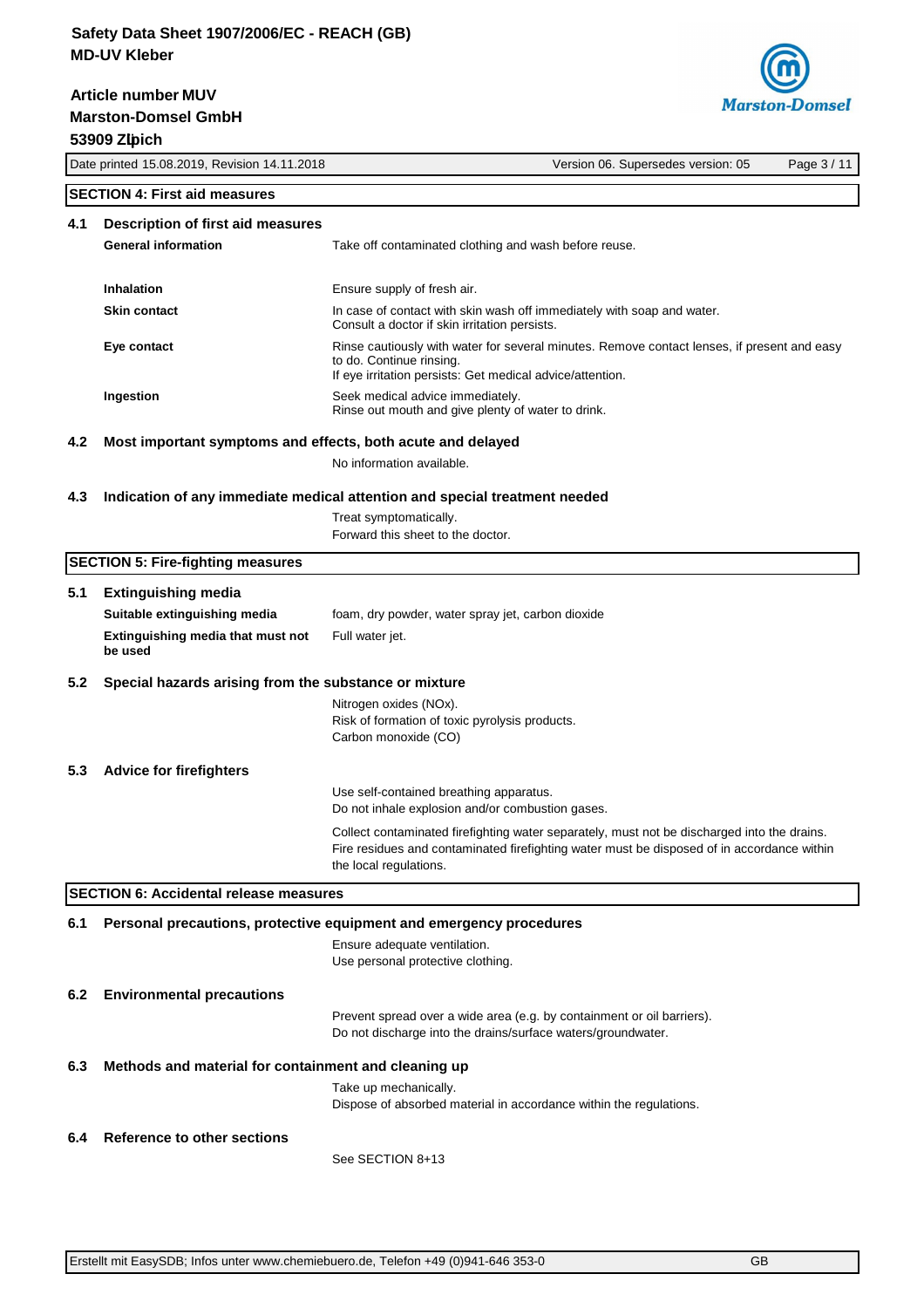## SECTION 4: First aid measures

### 4.1 Description of first aid measures

**General information**
Take off contaminated clothing and wash before reuse.

**Inhalation**
Ensure supply of fresh air.

**Skin contact**
In case of contact with skin wash off immediately with soap and water.
Consult a doctor if skin irritation persists.

**Eye contact**
Rinse cautiously with water for several minutes. Remove contact lenses, if present and easy to do. Continue rinsing.
If eye irritation persists: Get medical advice/attention.

**Ingestion**
Seek medical advice immediately.
Rinse out mouth and give plenty of water to drink.

### 4.2 Most important symptoms and effects, both acute and delayed

No information available.

### 4.3 Indication of any immediate medical attention and special treatment needed

Treat symptomatically.
Forward this sheet to the doctor.

## SECTION 5: Fire-fighting measures

### 5.1 Extinguishing media

**Suitable extinguishing media**
foam, dry powder, water spray jet, carbon dioxide

**Extinguishing media that must not be used**
Full water jet.

### 5.2 Special hazards arising from the substance or mixture

Nitrogen oxides (NOx).
Risk of formation of toxic pyrolysis products.
Carbon monoxide (CO)

### 5.3 Advice for firefighters

Use self-contained breathing apparatus.
Do not inhale explosion and/or combustion gases.

Collect contaminated firefighting water separately, must not be discharged into the drains.
Fire residues and contaminated firefighting water must be disposed of in accordance within the local regulations.

## SECTION 6: Accidental release measures

### 6.1 Personal precautions, protective equipment and emergency procedures

Ensure adequate ventilation.
Use personal protective clothing.

### 6.2 Environmental precautions

Prevent spread over a wide area (e.g. by containment or oil barriers).
Do not discharge into the drains/surface waters/groundwater.

### 6.3 Methods and material for containment and cleaning up

Take up mechanically.
Dispose of absorbed material in accordance within the regulations.

### 6.4 Reference to other sections

See SECTION 8+13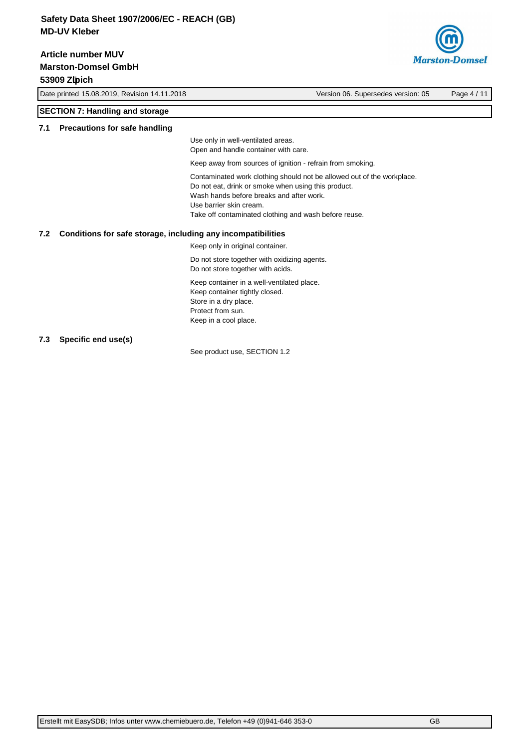## SECTION 7: Handling and storage

### 7.1 Precautions for safe handling

Use only in well-ventilated areas.
Open and handle container with care.

Keep away from sources of ignition - refrain from smoking.

Contaminated work clothing should not be allowed out of the workplace.
Do not eat, drink or smoke when using this product.
Wash hands before breaks and after work.
Use barrier skin cream.
Take off contaminated clothing and wash before reuse.

### 7.2 Conditions for safe storage, including any incompatibilities

Keep only in original container.

Do not store together with oxidizing agents.
Do not store together with acids.

Keep container in a well-ventilated place.
Keep container tightly closed.
Store in a dry place.
Protect from sun.
Keep in a cool place.

### 7.3 Specific end use(s)

See product use, SECTION 1.2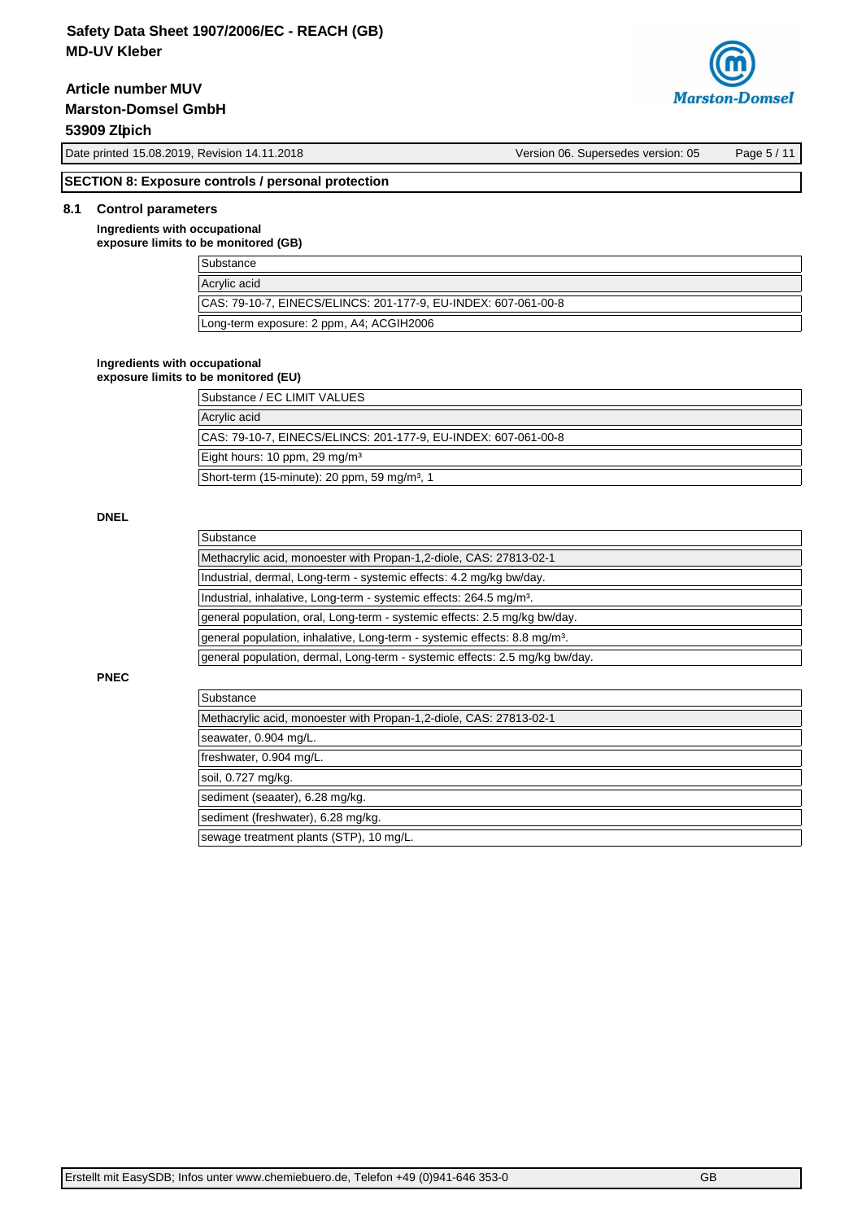## SECTION 8: Exposure controls / personal protection

### 8.1 Control parameters

**Ingredients with occupational exposure limits to be monitored (GB)**

| Substance |
|---|
| Acrylic acid |
| CAS: 79-10-7, EINECS/ELINCS: 201-177-9, EU-INDEX: 607-061-00-8 |
| Long-term exposure: 2 ppm, A4; ACGIH2006 |

**Ingredients with occupational exposure limits to be monitored (EU)**

| Substance / EC LIMIT VALUES |
|---|
| Acrylic acid |
| CAS: 79-10-7, EINECS/ELINCS: 201-177-9, EU-INDEX: 607-061-00-8 |
| Eight hours: 10 ppm, 29 mg/m³ |
| Short-term (15-minute): 20 ppm, 59 mg/m³, 1 |

**DNEL**

| Substance |
|---|
| Methacrylic acid, monoester with Propan-1,2-diole, CAS: 27813-02-1 |
| Industrial, dermal, Long-term - systemic effects: 4.2 mg/kg bw/day. |
| Industrial, inhalative, Long-term - systemic effects: 264.5 mg/m³. |
| general population, oral, Long-term - systemic effects: 2.5 mg/kg bw/day. |
| general population, inhalative, Long-term - systemic effects: 8.8 mg/m³. |
| general population, dermal, Long-term - systemic effects: 2.5 mg/kg bw/day. |

**PNEC**

| Substance |
|---|
| Methacrylic acid, monoester with Propan-1,2-diole, CAS: 27813-02-1 |
| seawater, 0.904 mg/L. |
| freshwater, 0.904 mg/L. |
| soil, 0.727 mg/kg. |
| sediment (seaater), 6.28 mg/kg. |
| sediment (freshwater), 6.28 mg/kg. |
| sewage treatment plants (STP), 10 mg/L. |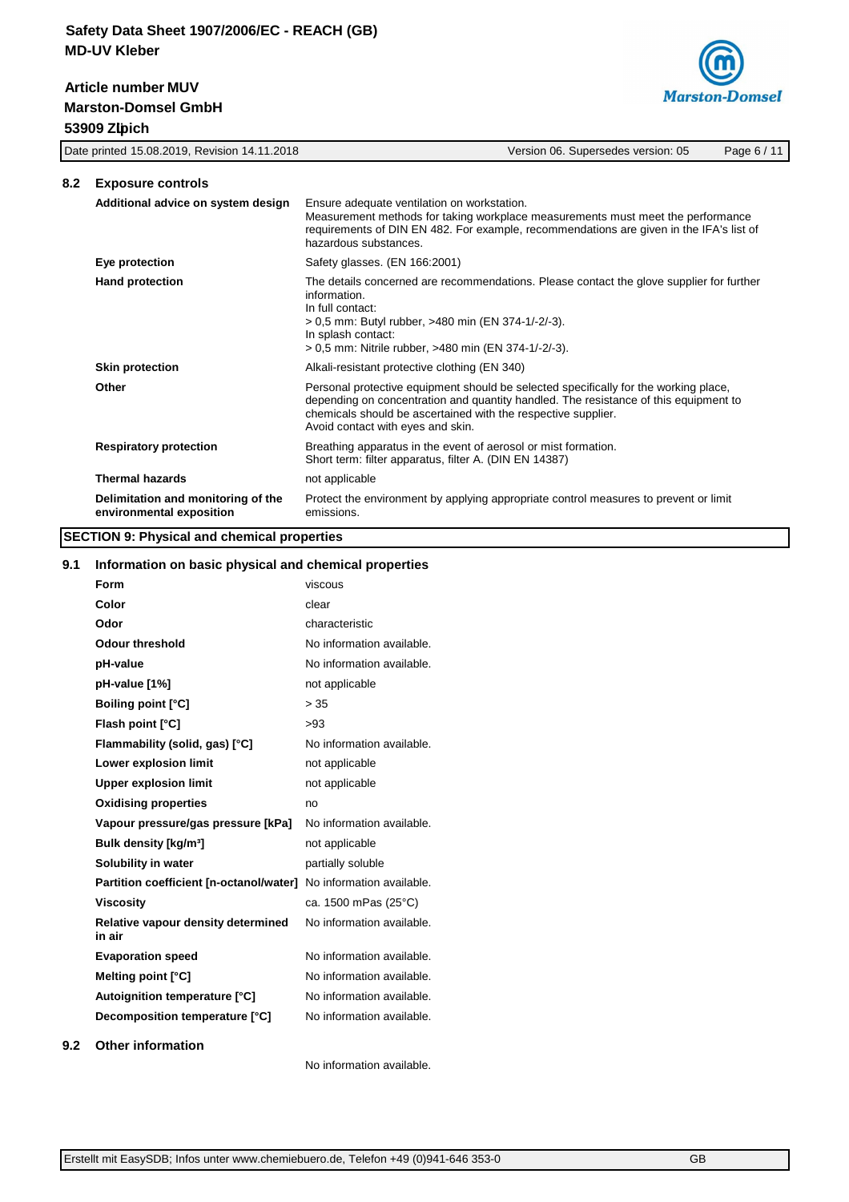### 8.2 Exposure controls

| | |
|---|---|
| **Additional advice on system design** | Ensure adequate ventilation on workstation.<br>Measurement methods for taking workplace measurements must meet the performance requirements of DIN EN 482. For example, recommendations are given in the IFA's list of hazardous substances. |
| **Eye protection** | Safety glasses. (EN 166:2001) |
| **Hand protection** | The details concerned are recommendations. Please contact the glove supplier for further information.<br>In full contact:<br>> 0,5 mm: Butyl rubber, >480 min (EN 374-1/-2/-3).<br>In splash contact:<br>> 0,5 mm: Nitrile rubber, >480 min (EN 374-1/-2/-3). |
| **Skin protection** | Alkali-resistant protective clothing (EN 340) |
| **Other** | Personal protective equipment should be selected specifically for the working place, depending on concentration and quantity handled. The resistance of this equipment to chemicals should be ascertained with the respective supplier.<br>Avoid contact with eyes and skin. |
| **Respiratory protection** | Breathing apparatus in the event of aerosol or mist formation.<br>Short term: filter apparatus, filter A. (DIN EN 14387) |
| **Thermal hazards** | not applicable |
| **Delimitation and monitoring of the environmental exposition** | Protect the environment by applying appropriate control measures to prevent or limit emissions. |

## SECTION 9: Physical and chemical properties

### 9.1 Information on basic physical and chemical properties

| | |
|---|---|
| **Form** | viscous |
| **Color** | clear |
| **Odor** | characteristic |
| **Odour threshold** | No information available. |
| **pH-value** | No information available. |
| **pH-value [1%]** | not applicable |
| **Boiling point [°C]** | > 35 |
| **Flash point [°C]** | >93 |
| **Flammability (solid, gas) [°C]** | No information available. |
| **Lower explosion limit** | not applicable |
| **Upper explosion limit** | not applicable |
| **Oxidising properties** | no |
| **Vapour pressure/gas pressure [kPa]** | No information available. |
| **Bulk density [kg/m³]** | not applicable |
| **Solubility in water** | partially soluble |
| **Partition coefficient [n-octanol/water]** | No information available. |
| **Viscosity** | ca. 1500 mPas (25°C) |
| **Relative vapour density determined in air** | No information available. |
| **Evaporation speed** | No information available. |
| **Melting point [°C]** | No information available. |
| **Autoignition temperature [°C]** | No information available. |
| **Decomposition temperature [°C]** | No information available. |

### 9.2 Other information

No information available.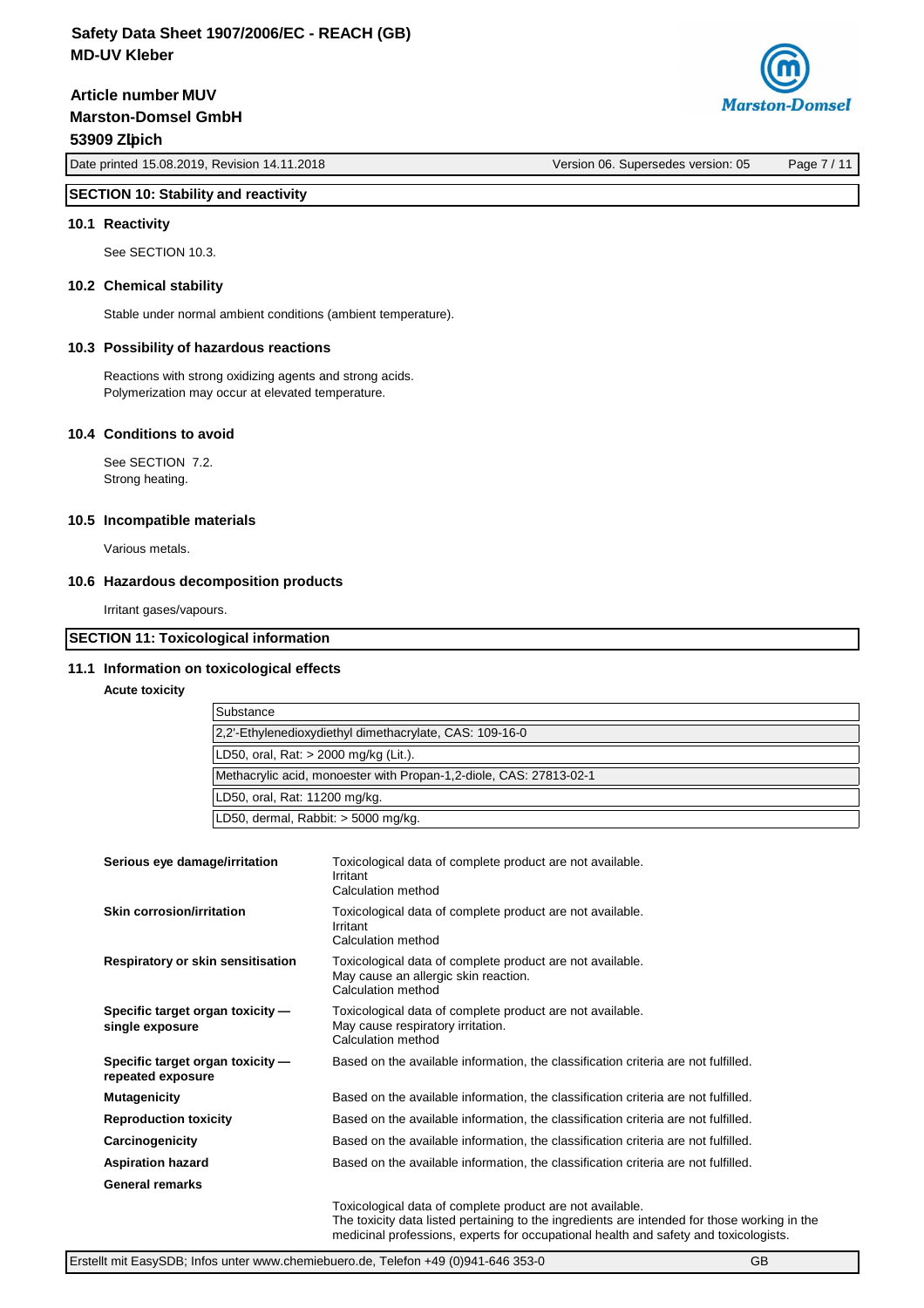## SECTION 10: Stability and reactivity

### 10.1 Reactivity

See SECTION 10.3.

### 10.2 Chemical stability

Stable under normal ambient conditions (ambient temperature).

### 10.3 Possibility of hazardous reactions

Reactions with strong oxidizing agents and strong acids.
Polymerization may occur at elevated temperature.

### 10.4 Conditions to avoid

See SECTION 7.2.
Strong heating.

### 10.5 Incompatible materials

Various metals.

### 10.6 Hazardous decomposition products

Irritant gases/vapours.

## SECTION 11: Toxicological information

### 11.1 Information on toxicological effects

**Acute toxicity**

| Substance |
|---|
| 2,2'-Ethylenedioxydiethyl dimethacrylate, CAS: 109-16-0 |
| LD50, oral, Rat: > 2000 mg/kg (Lit.). |
| Methacrylic acid, monoester with Propan-1,2-diole, CAS: 27813-02-1 |
| LD50, oral, Rat: 11200 mg/kg. |
| LD50, dermal, Rabbit: > 5000 mg/kg. |

**Serious eye damage/irritation**
Toxicological data of complete product are not available.
Irritant
Calculation method

**Skin corrosion/irritation**
Toxicological data of complete product are not available.
Irritant
Calculation method

**Respiratory or skin sensitisation**
Toxicological data of complete product are not available.
May cause an allergic skin reaction.
Calculation method

**Specific target organ toxicity — single exposure**
Toxicological data of complete product are not available.
May cause respiratory irritation.
Calculation method

**Specific target organ toxicity — repeated exposure**
Based on the available information, the classification criteria are not fulfilled.

**Mutagenicity**
Based on the available information, the classification criteria are not fulfilled.

**Reproduction toxicity**
Based on the available information, the classification criteria are not fulfilled.

**Carcinogenicity**
Based on the available information, the classification criteria are not fulfilled.

**Aspiration hazard**
Based on the available information, the classification criteria are not fulfilled.

**General remarks**

Toxicological data of complete product are not available.
The toxicity data listed pertaining to the ingredients are intended for those working in the medicinal professions, experts for occupational health and safety and toxicologists.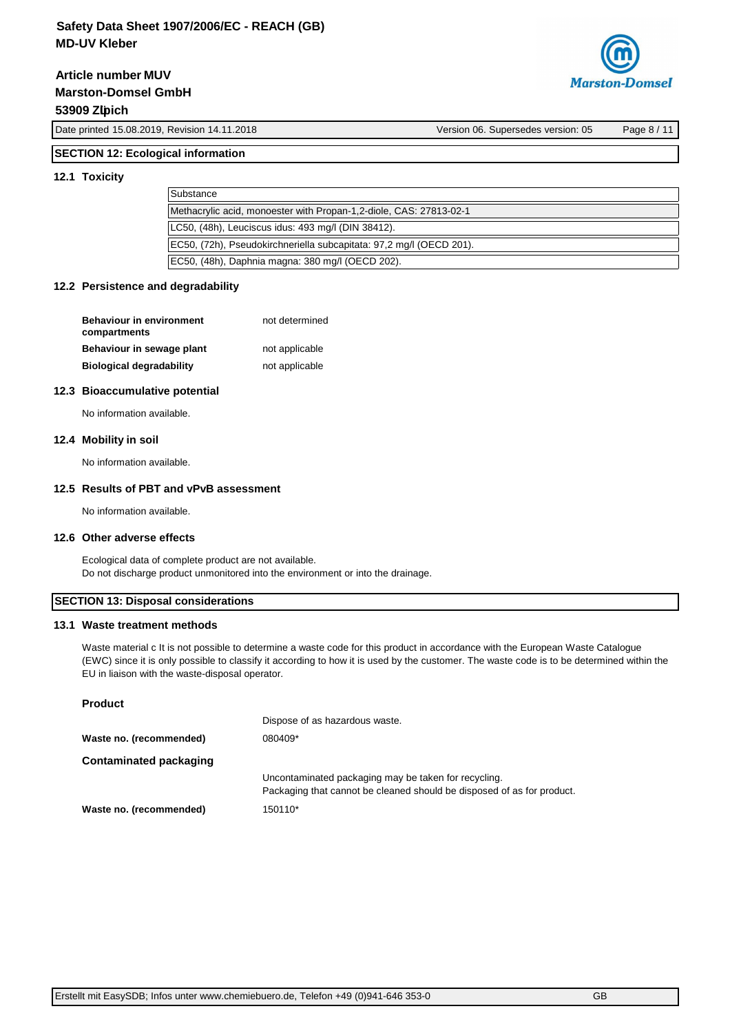## SECTION 12: Ecological information

### 12.1 Toxicity

| Substance |
|---|
| Methacrylic acid, monoester with Propan-1,2-diole, CAS: 27813-02-1 |
| LC50, (48h), Leuciscus idus: 493 mg/l (DIN 38412). |
| EC50, (72h), Pseudokirchneriella subcapitata: 97,2 mg/l (OECD 201). |
| EC50, (48h), Daphnia magna: 380 mg/l (OECD 202). |

### 12.2 Persistence and degradability

| | |
|---|---|
| **Behaviour in environment compartments** | not determined |
| **Behaviour in sewage plant** | not applicable |
| **Biological degradability** | not applicable |

### 12.3 Bioaccumulative potential

No information available.

### 12.4 Mobility in soil

No information available.

### 12.5 Results of PBT and vPvB assessment

No information available.

### 12.6 Other adverse effects

Ecological data of complete product are not available.
Do not discharge product unmonitored into the environment or into the drainage.

## SECTION 13: Disposal considerations

### 13.1 Waste treatment methods

Waste material c It is not possible to determine a waste code for this product in accordance with the European Waste Catalogue (EWC) since it is only possible to classify it according to how it is used by the customer. The waste code is to be determined within the EU in liaison with the waste-disposal operator.

**Product**

| | |
|---|---|
| | Dispose of as hazardous waste. |
| **Waste no. (recommended)** | 080409* |

**Contaminated packaging**

| | |
|---|---|
| | Uncontaminated packaging may be taken for recycling. Packaging that cannot be cleaned should be disposed of as for product. |
| **Waste no. (recommended)** | 150110* |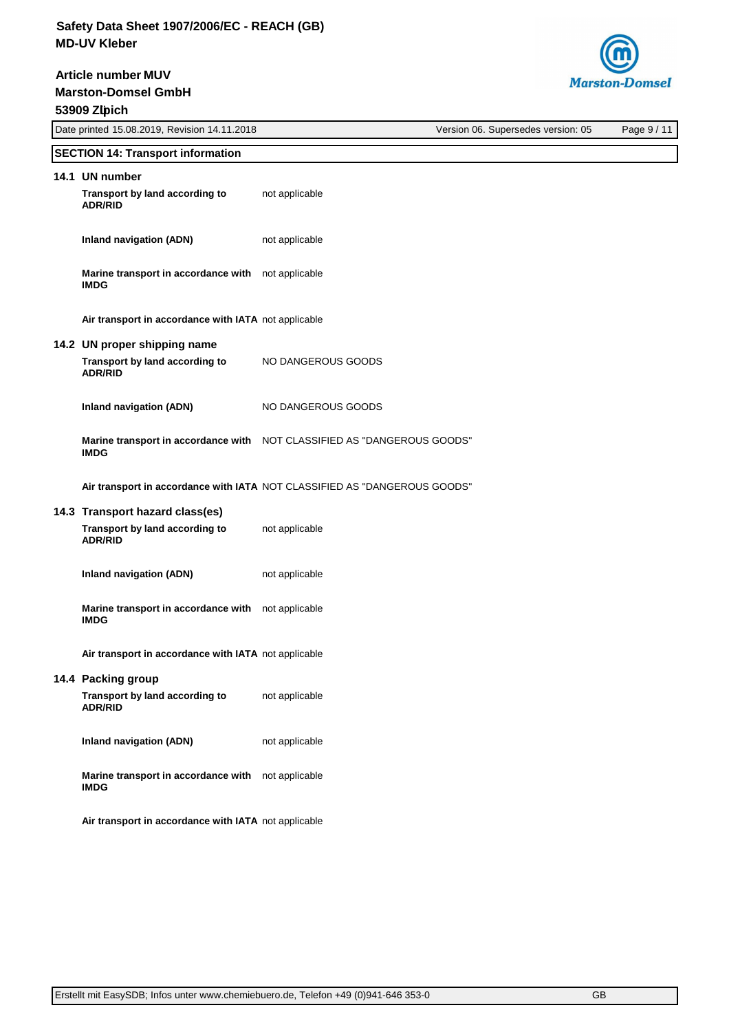## SECTION 14: Transport information

### 14.1 UN number

| | |
|---|---|
| **Transport by land according to ADR/RID** | not applicable |
| **Inland navigation (ADN)** | not applicable |
| **Marine transport in accordance with IMDG** | not applicable |
| **Air transport in accordance with IATA** | not applicable |

### 14.2 UN proper shipping name

| | |
|---|---|
| **Transport by land according to ADR/RID** | NO DANGEROUS GOODS |
| **Inland navigation (ADN)** | NO DANGEROUS GOODS |
| **Marine transport in accordance with IMDG** | NOT CLASSIFIED AS "DANGEROUS GOODS" |
| **Air transport in accordance with IATA** | NOT CLASSIFIED AS "DANGEROUS GOODS" |

### 14.3 Transport hazard class(es)

| | |
|---|---|
| **Transport by land according to ADR/RID** | not applicable |
| **Inland navigation (ADN)** | not applicable |
| **Marine transport in accordance with IMDG** | not applicable |
| **Air transport in accordance with IATA** | not applicable |

### 14.4 Packing group

| | |
|---|---|
| **Transport by land according to ADR/RID** | not applicable |
| **Inland navigation (ADN)** | not applicable |
| **Marine transport in accordance with IMDG** | not applicable |
| **Air transport in accordance with IATA** | not applicable |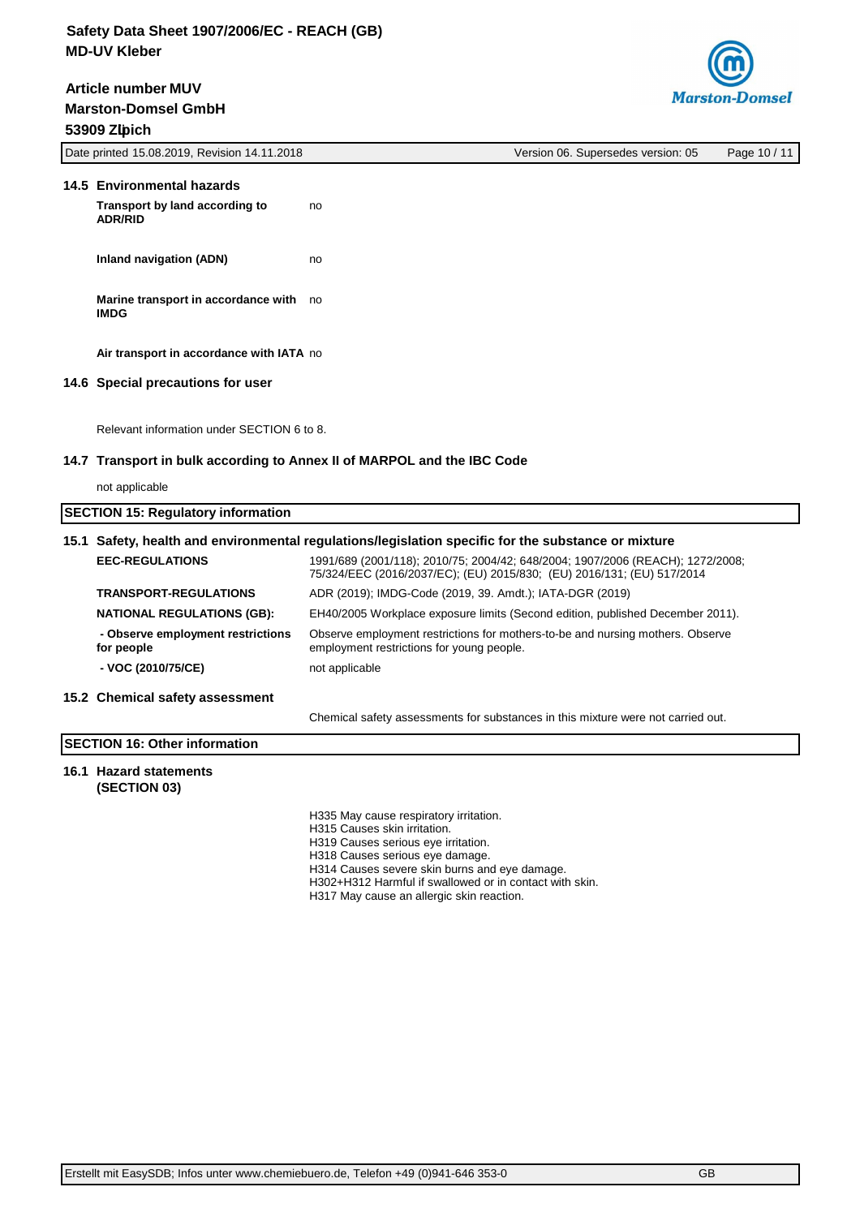### 14.5 Environmental hazards

| | |
|---|---|
| **Transport by land according to ADR/RID** | no |
| **Inland navigation (ADN)** | no |
| **Marine transport in accordance with IMDG** | no |
| **Air transport in accordance with IATA** | no |

### 14.6 Special precautions for user

Relevant information under SECTION 6 to 8.

### 14.7 Transport in bulk according to Annex II of MARPOL and the IBC Code

not applicable

## SECTION 15: Regulatory information

### 15.1 Safety, health and environmental regulations/legislation specific for the substance or mixture

| | |
|---|---|
| **EEC-REGULATIONS** | 1991/689 (2001/118); 2010/75; 2004/42; 648/2004; 1907/2006 (REACH); 1272/2008; 75/324/EEC (2016/2037/EC); (EU) 2015/830; (EU) 2016/131; (EU) 517/2014 |
| **TRANSPORT-REGULATIONS** | ADR (2019); IMDG-Code (2019, 39. Amdt.); IATA-DGR (2019) |
| **NATIONAL REGULATIONS (GB):** | EH40/2005 Workplace exposure limits (Second edition, published December 2011). |
| **- Observe employment restrictions for people** | Observe employment restrictions for mothers-to-be and nursing mothers. Observe employment restrictions for young people. |
| **- VOC (2010/75/CE)** | not applicable |

### 15.2 Chemical safety assessment

Chemical safety assessments for substances in this mixture were not carried out.

## SECTION 16: Other information

### 16.1 Hazard statements (SECTION 03)

H335 May cause respiratory irritation.
H315 Causes skin irritation.
H319 Causes serious eye irritation.
H318 Causes serious eye damage.
H314 Causes severe skin burns and eye damage.
H302+H312 Harmful if swallowed or in contact with skin.
H317 May cause an allergic skin reaction.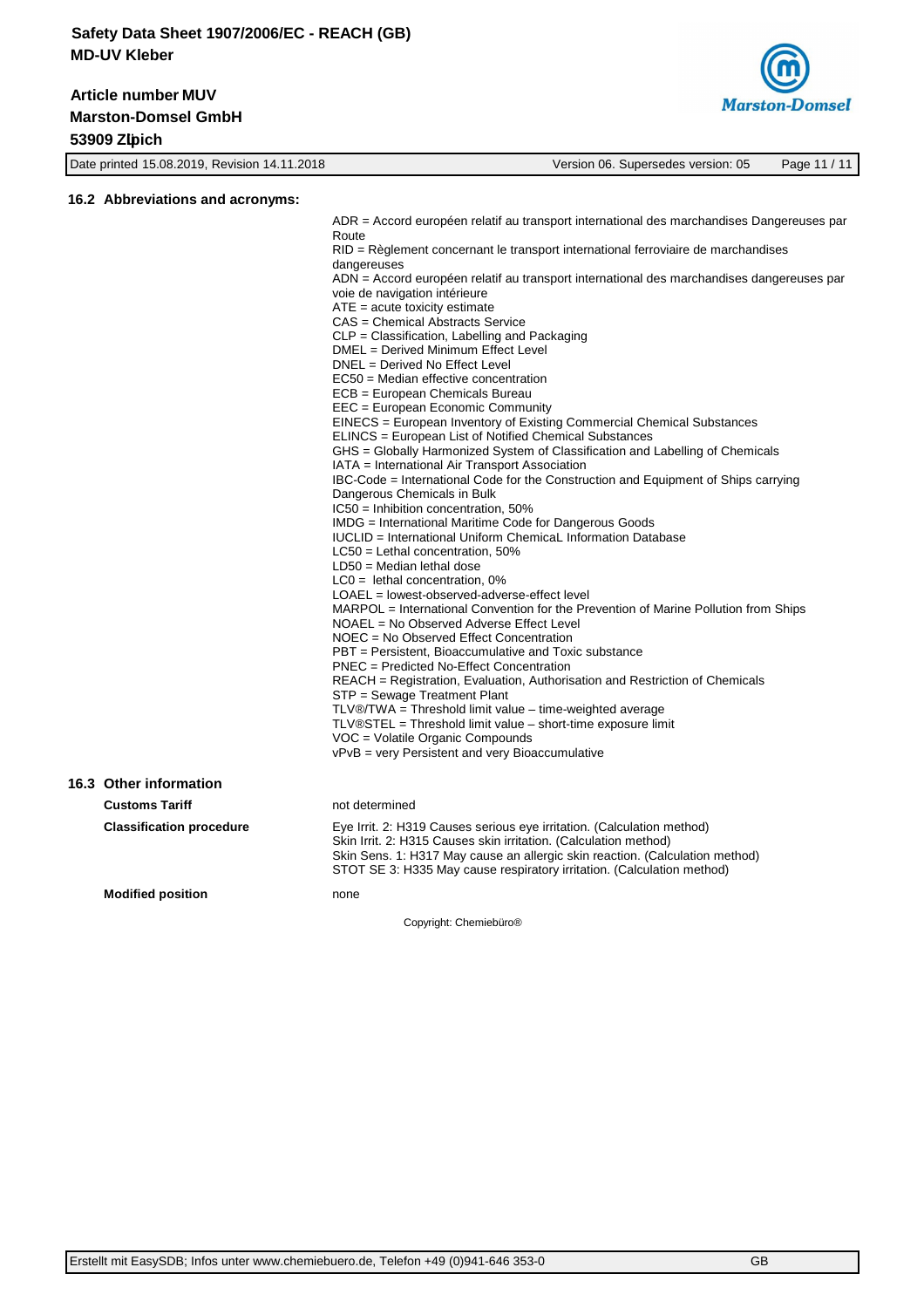## 16.2 Abbreviations and acronyms:

ADR = Accord européen relatif au transport international des marchandises Dangereuses par Route
RID = Règlement concernant le transport international ferroviaire de marchandises dangereuses
ADN = Accord européen relatif au transport international des marchandises dangereuses par voie de navigation intérieure
ATE = acute toxicity estimate
CAS = Chemical Abstracts Service
CLP = Classification, Labelling and Packaging
DMEL = Derived Minimum Effect Level
DNEL = Derived No Effect Level
EC50 = Median effective concentration
ECB = European Chemicals Bureau
EEC = European Economic Community
EINECS = European Inventory of Existing Commercial Chemical Substances
ELINCS = European List of Notified Chemical Substances
GHS = Globally Harmonized System of Classification and Labelling of Chemicals
IATA = International Air Transport Association
IBC-Code = International Code for the Construction and Equipment of Ships carrying Dangerous Chemicals in Bulk
IC50 = Inhibition concentration, 50%
IMDG = International Maritime Code for Dangerous Goods
IUCLID = International Uniform ChemicaL Information Database
LC50 = Lethal concentration, 50%
LD50 = Median lethal dose
LC0 = lethal concentration, 0%
LOAEL = lowest-observed-adverse-effect level
MARPOL = International Convention for the Prevention of Marine Pollution from Ships
NOAEL = No Observed Adverse Effect Level
NOEC = No Observed Effect Concentration
PBT = Persistent, Bioaccumulative and Toxic substance
PNEC = Predicted No-Effect Concentration
REACH = Registration, Evaluation, Authorisation and Restriction of Chemicals
STP = Sewage Treatment Plant
TLV®/TWA = Threshold limit value – time-weighted average
TLV®STEL = Threshold limit value – short-time exposure limit
VOC = Volatile Organic Compounds
vPvB = very Persistent and very Bioaccumulative

## 16.3 Other information

**Customs Tariff**

not determined

**Classification procedure**

Eye Irrit. 2: H319 Causes serious eye irritation. (Calculation method)
Skin Irrit. 2: H315 Causes skin irritation. (Calculation method)
Skin Sens. 1: H317 May cause an allergic skin reaction. (Calculation method)
STOT SE 3: H335 May cause respiratory irritation. (Calculation method)

**Modified position**

none

Copyright: Chemiebüro®